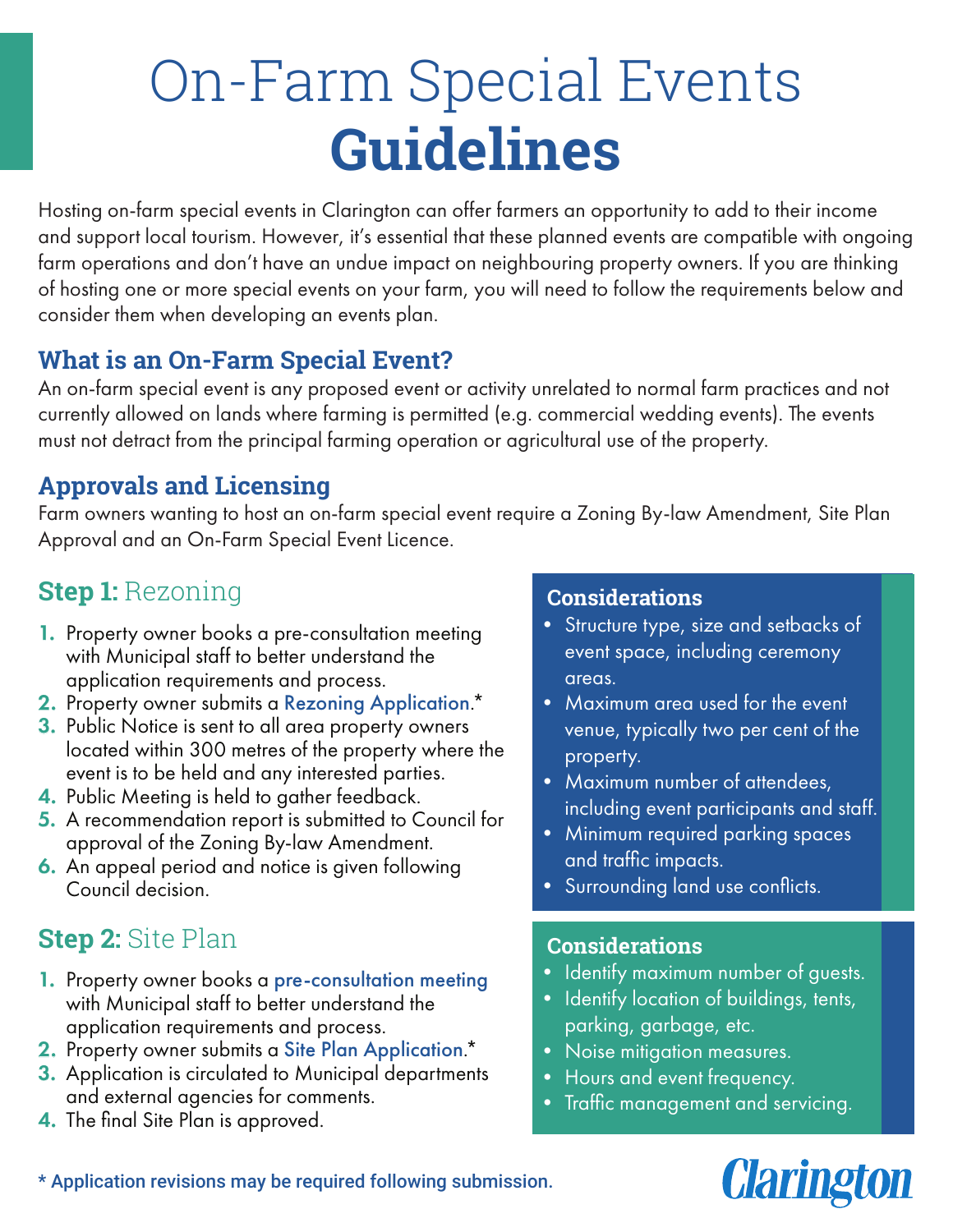# On-Farm Special Events **Guidelines**

Hosting on-farm special events in Clarington can offer farmers an opportunity to add to their income and support local tourism. However, it's essential that these planned events are compatible with ongoing farm operations and don't have an undue impact on neighbouring property owners. If you are thinking of hosting one or more special events on your farm, you will need to follow the requirements below and consider them when developing an events plan.

## What is an On-Farm Special Event?

An on-farm special event is any proposed event or activity unrelated to normal farm practices and not currently allowed on lands where farming is permitted (e.g. commercial wedding events). The events must not detract from the principal farming operation or agricultural use of the property.

## Approvals and Licensing

Farm owners wanting to host an on-farm special event require a Zoning By-law Amendment, Site Plan Approval and an On-Farm Special Event Licence.

## Step 1: Rezoning

1. Property owner books a pre-consultation meeting with Municipal staff to better understand the application requirements and process.
2. Property owner submits a Rezoning Application.*
3. Public Notice is sent to all area property owners located within 300 metres of the property where the event is to be held and any interested parties.
4. Public Meeting is held to gather feedback.
5. A recommendation report is submitted to Council for approval of the Zoning By-law Amendment.
6. An appeal period and notice is given following Council decision.

### Considerations

- Structure type, size and setbacks of event space, including ceremony areas.
- Maximum area used for the event venue, typically two per cent of the property.
- Maximum number of attendees, including event participants and staff.
- Minimum required parking spaces and traffic impacts.
- Surrounding land use conflicts.

## Step 2: Site Plan

1. Property owner books a pre-consultation meeting with Municipal staff to better understand the application requirements and process.
2. Property owner submits a Site Plan Application.*
3. Application is circulated to Municipal departments and external agencies for comments.
4. The final Site Plan is approved.

### Considerations

- Identify maximum number of guests.
- Identify location of buildings, tents, parking, garbage, etc.
- Noise mitigation measures.
- Hours and event frequency.
- Traffic management and servicing.

\* Application revisions may be required following submission.

Clarington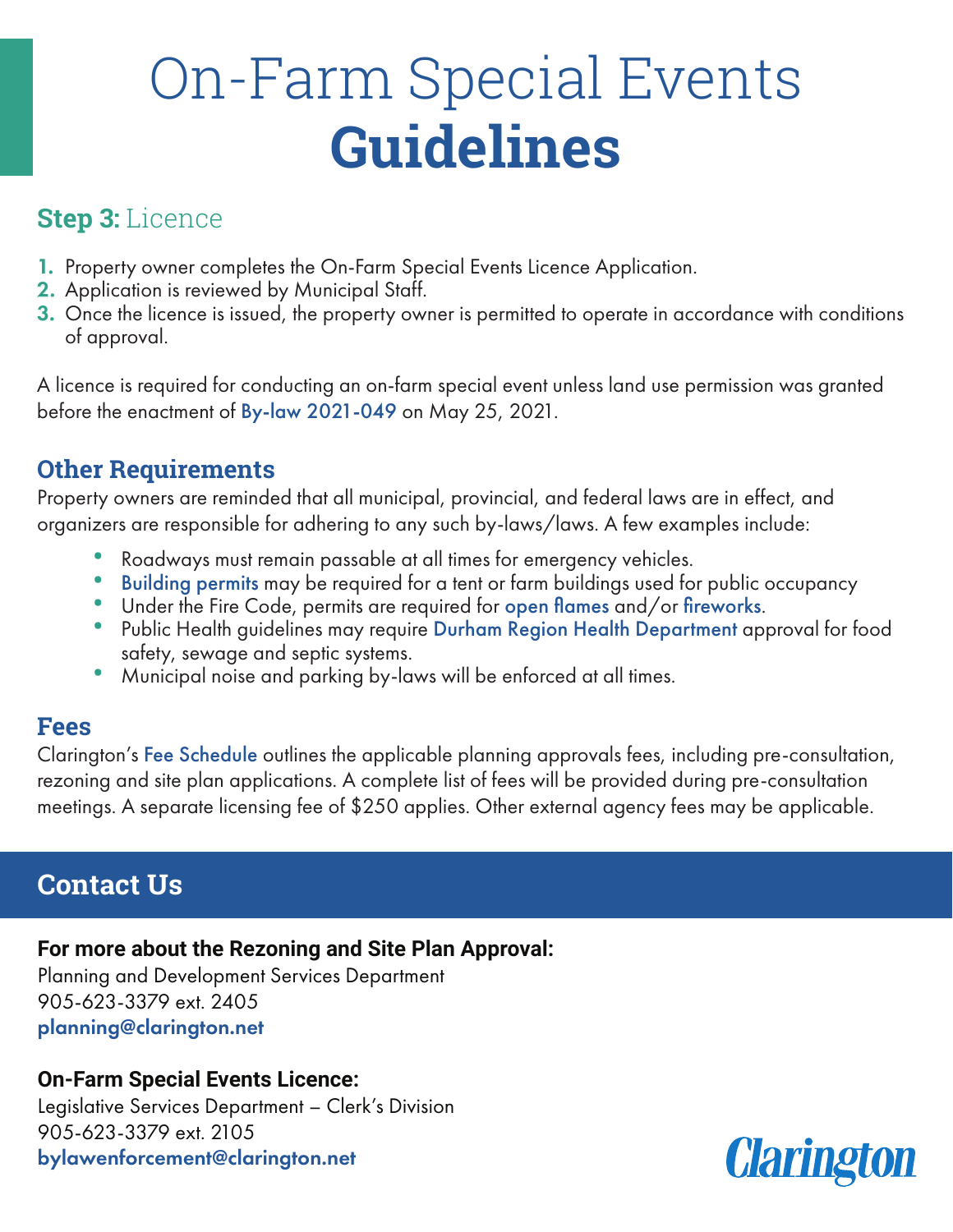# On-Farm Special Events **Guidelines**

## **Step 3:** Licence

1. Property owner completes the On-Farm Special Events Licence Application.
2. Application is reviewed by Municipal Staff.
3. Once the licence is issued, the property owner is permitted to operate in accordance with conditions of approval.

A licence is required for conducting an on-farm special event unless land use permission was granted before the enactment of By-law 2021-049 on May 25, 2021.

### Other Requirements

Property owners are reminded that all municipal, provincial, and federal laws are in effect, and organizers are responsible for adhering to any such by-laws/laws. A few examples include:

- Roadways must remain passable at all times for emergency vehicles.
- Building permits may be required for a tent or farm buildings used for public occupancy
- Under the Fire Code, permits are required for open flames and/or fireworks.
- Public Health guidelines may require Durham Region Health Department approval for food safety, sewage and septic systems.
- Municipal noise and parking by-laws will be enforced at all times.

### Fees

Clarington's Fee Schedule outlines the applicable planning approvals fees, including pre-consultation, rezoning and site plan applications. A complete list of fees will be provided during pre-consultation meetings. A separate licensing fee of $250 applies. Other external agency fees may be applicable.

## Contact Us

**For more about the Rezoning and Site Plan Approval:**
Planning and Development Services Department
905-623-3379 ext. 2405
planning@clarington.net

**On-Farm Special Events Licence:**
Legislative Services Department – Clerk's Division
905-623-3379 ext. 2105
bylawenforcement@clarington.net

Clarington